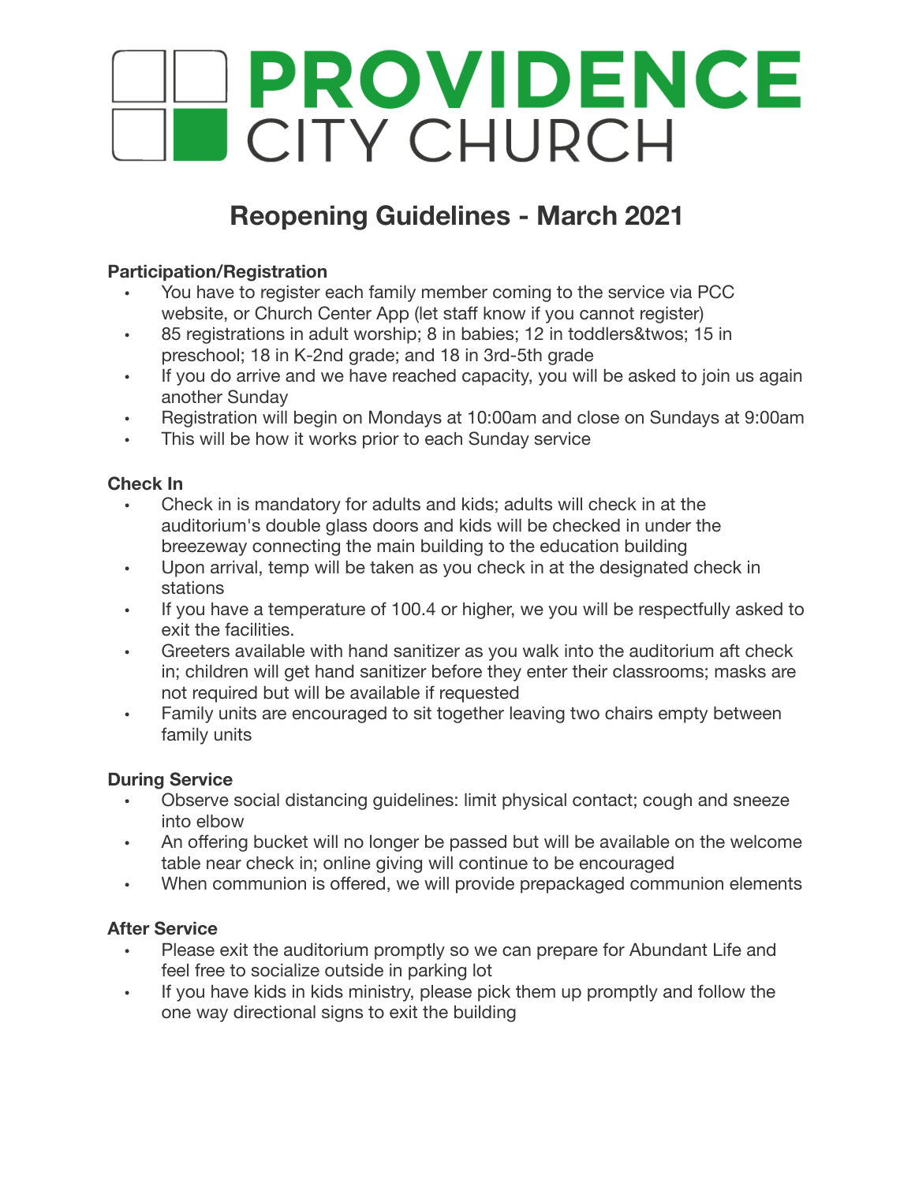# PROVIDENCE CITY CHURCH

## Reopening Guidelines - March 2021

**Participation/Registration**

- You have to register each family member coming to the service via PCC website, or Church Center App (let staff know if you cannot register)
- 85 registrations in adult worship; 8 in babies; 12 in toddlers&twos; 15 in preschool; 18 in K-2nd grade; and 18 in 3rd-5th grade
- If you do arrive and we have reached capacity, you will be asked to join us again another Sunday
- Registration will begin on Mondays at 10:00am and close on Sundays at 9:00am
- This will be how it works prior to each Sunday service

**Check In**

- Check in is mandatory for adults and kids; adults will check in at the auditorium's double glass doors and kids will be checked in under the breezeway connecting the main building to the education building
- Upon arrival, temp will be taken as you check in at the designated check in stations
- If you have a temperature of 100.4 or higher, we you will be respectfully asked to exit the facilities.
- Greeters available with hand sanitizer as you walk into the auditorium aft check in; children will get hand sanitizer before they enter their classrooms; masks are not required but will be available if requested
- Family units are encouraged to sit together leaving two chairs empty between family units

**During Service**

- Observe social distancing guidelines: limit physical contact; cough and sneeze into elbow
- An offering bucket will no longer be passed but will be available on the welcome table near check in; online giving will continue to be encouraged
- When communion is offered, we will provide prepackaged communion elements

**After Service**

- Please exit the auditorium promptly so we can prepare for Abundant Life and feel free to socialize outside in parking lot
- If you have kids in kids ministry, please pick them up promptly and follow the one way directional signs to exit the building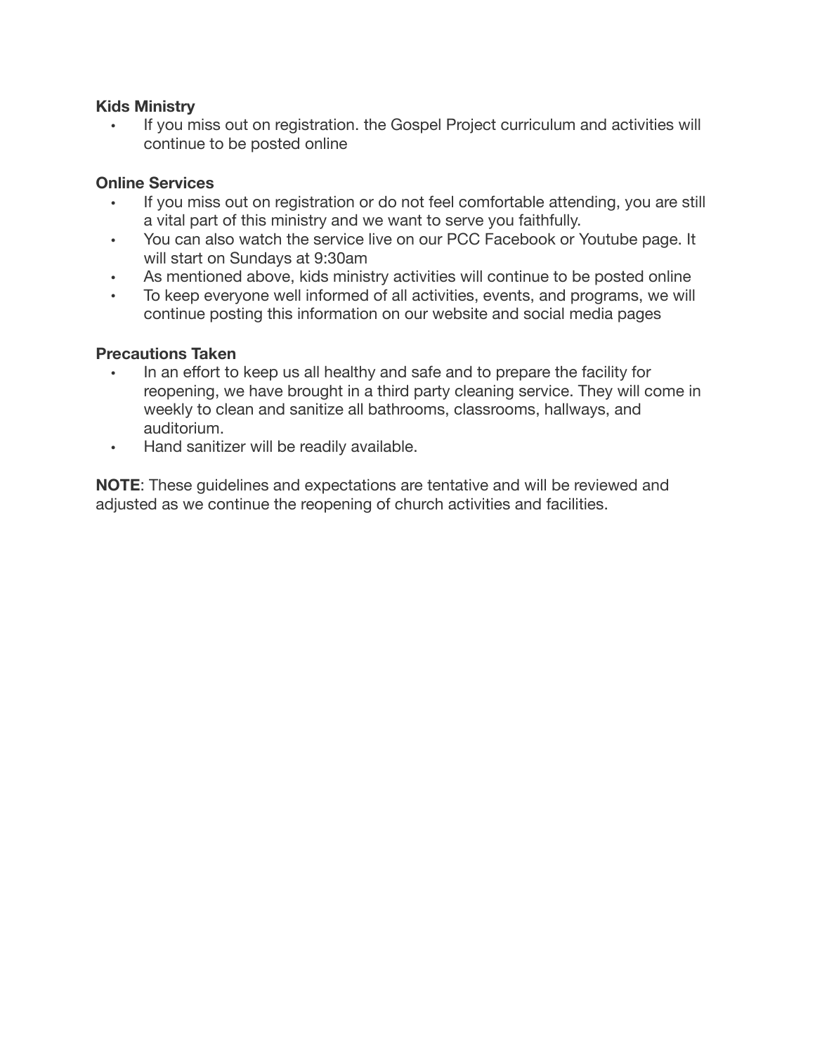**Kids Ministry**

- If you miss out on registration. the Gospel Project curriculum and activities will continue to be posted online

**Online Services**

- If you miss out on registration or do not feel comfortable attending, you are still a vital part of this ministry and we want to serve you faithfully.
- You can also watch the service live on our PCC Facebook or Youtube page. It will start on Sundays at 9:30am
- As mentioned above, kids ministry activities will continue to be posted online
- To keep everyone well informed of all activities, events, and programs, we will continue posting this information on our website and social media pages

**Precautions Taken**

- In an effort to keep us all healthy and safe and to prepare the facility for reopening, we have brought in a third party cleaning service. They will come in weekly to clean and sanitize all bathrooms, classrooms, hallways, and auditorium.
- Hand sanitizer will be readily available.

**NOTE**: These guidelines and expectations are tentative and will be reviewed and adjusted as we continue the reopening of church activities and facilities.